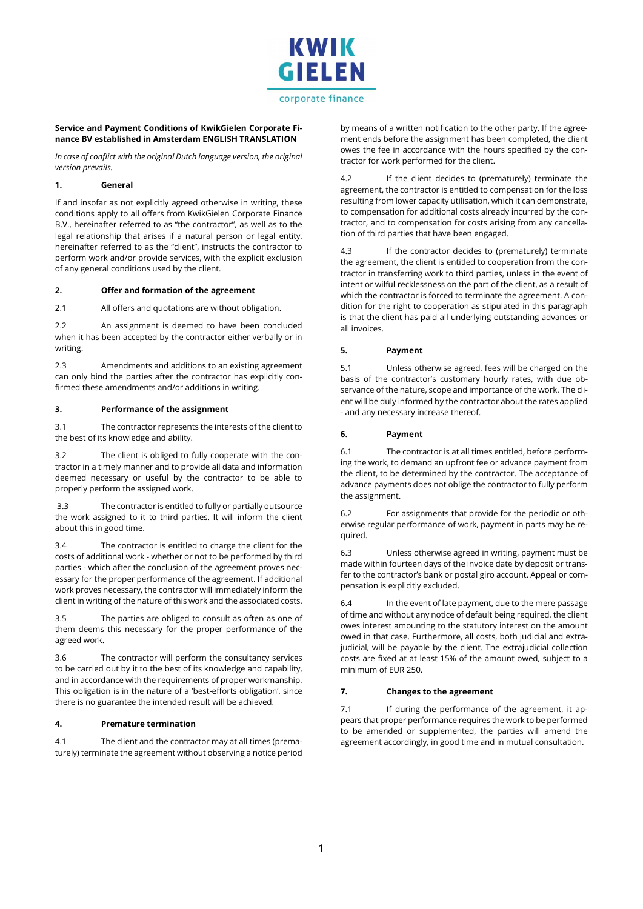KWIK GIELEN corporate finance

**Service and Payment Conditions of KwikGielen Corporate Finance BV established in Amsterdam ENGLISH TRANSLATION**

*In case of conflict with the original Dutch language version, the original version prevails.*

## 1. General

If and insofar as not explicitly agreed otherwise in writing, these conditions apply to all offers from KwikGielen Corporate Finance B.V., hereinafter referred to as "the contractor", as well as to the legal relationship that arises if a natural person or legal entity, hereinafter referred to as the "client", instructs the contractor to perform work and/or provide services, with the explicit exclusion of any general conditions used by the client.

## 2. Offer and formation of the agreement

2.1 All offers and quotations are without obligation.

2.2 An assignment is deemed to have been concluded when it has been accepted by the contractor either verbally or in writing.

2.3 Amendments and additions to an existing agreement can only bind the parties after the contractor has explicitly confirmed these amendments and/or additions in writing.

## 3. Performance of the assignment

3.1 The contractor represents the interests of the client to the best of its knowledge and ability.

3.2 The client is obliged to fully cooperate with the contractor in a timely manner and to provide all data and information deemed necessary or useful by the contractor to be able to properly perform the assigned work.

3.3 The contractor is entitled to fully or partially outsource the work assigned to it to third parties. It will inform the client about this in good time.

3.4 The contractor is entitled to charge the client for the costs of additional work - whether or not to be performed by third parties - which after the conclusion of the agreement proves necessary for the proper performance of the agreement. If additional work proves necessary, the contractor will immediately inform the client in writing of the nature of this work and the associated costs.

3.5 The parties are obliged to consult as often as one of them deems this necessary for the proper performance of the agreed work.

3.6 The contractor will perform the consultancy services to be carried out by it to the best of its knowledge and capability, and in accordance with the requirements of proper workmanship. This obligation is in the nature of a 'best-efforts obligation', since there is no guarantee the intended result will be achieved.

## 4. Premature termination

4.1 The client and the contractor may at all times (prematurely) terminate the agreement without observing a notice period by means of a written notification to the other party. If the agreement ends before the assignment has been completed, the client owes the fee in accordance with the hours specified by the contractor for work performed for the client.

4.2 If the client decides to (prematurely) terminate the agreement, the contractor is entitled to compensation for the loss resulting from lower capacity utilisation, which it can demonstrate, to compensation for additional costs already incurred by the contractor, and to compensation for costs arising from any cancellation of third parties that have been engaged.

4.3 If the contractor decides to (prematurely) terminate the agreement, the client is entitled to cooperation from the contractor in transferring work to third parties, unless in the event of intent or wilful recklessness on the part of the client, as a result of which the contractor is forced to terminate the agreement. A condition for the right to cooperation as stipulated in this paragraph is that the client has paid all underlying outstanding advances or all invoices.

## 5. Payment

5.1 Unless otherwise agreed, fees will be charged on the basis of the contractor's customary hourly rates, with due observance of the nature, scope and importance of the work. The client will be duly informed by the contractor about the rates applied - and any necessary increase thereof.

## 6. Payment

6.1 The contractor is at all times entitled, before performing the work, to demand an upfront fee or advance payment from the client, to be determined by the contractor. The acceptance of advance payments does not oblige the contractor to fully perform the assignment.

6.2 For assignments that provide for the periodic or otherwise regular performance of work, payment in parts may be required.

6.3 Unless otherwise agreed in writing, payment must be made within fourteen days of the invoice date by deposit or transfer to the contractor's bank or postal giro account. Appeal or compensation is explicitly excluded.

6.4 In the event of late payment, due to the mere passage of time and without any notice of default being required, the client owes interest amounting to the statutory interest on the amount owed in that case. Furthermore, all costs, both judicial and extrajudicial, will be payable by the client. The extrajudicial collection costs are fixed at at least 15% of the amount owed, subject to a minimum of EUR 250.

## 7. Changes to the agreement

7.1 If during the performance of the agreement, it appears that proper performance requires the work to be performed to be amended or supplemented, the parties will amend the agreement accordingly, in good time and in mutual consultation.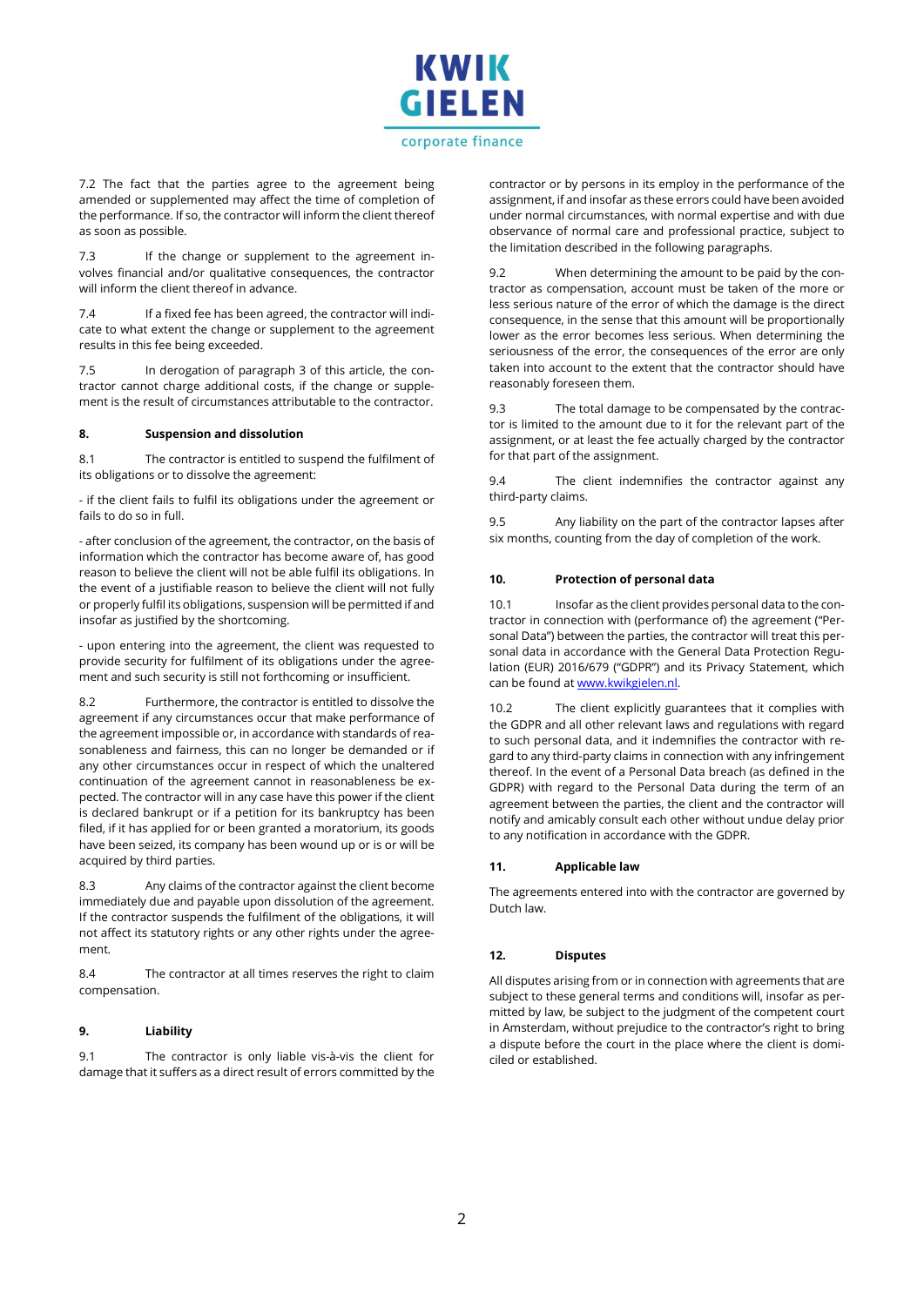7.2 The fact that the parties agree to the agreement being amended or supplemented may affect the time of completion of the performance. If so, the contractor will inform the client thereof as soon as possible.

7.3 If the change or supplement to the agreement involves financial and/or qualitative consequences, the contractor will inform the client thereof in advance.

7.4 If a fixed fee has been agreed, the contractor will indicate to what extent the change or supplement to the agreement results in this fee being exceeded.

7.5 In derogation of paragraph 3 of this article, the contractor cannot charge additional costs, if the change or supplement is the result of circumstances attributable to the contractor.

### 8. Suspension and dissolution

8.1 The contractor is entitled to suspend the fulfilment of its obligations or to dissolve the agreement:

- if the client fails to fulfil its obligations under the agreement or fails to do so in full.

- after conclusion of the agreement, the contractor, on the basis of information which the contractor has become aware of, has good reason to believe the client will not be able fulfil its obligations. In the event of a justifiable reason to believe the client will not fully or properly fulfil its obligations, suspension will be permitted if and insofar as justified by the shortcoming.

- upon entering into the agreement, the client was requested to provide security for fulfilment of its obligations under the agreement and such security is still not forthcoming or insufficient.

8.2 Furthermore, the contractor is entitled to dissolve the agreement if any circumstances occur that make performance of the agreement impossible or, in accordance with standards of reasonableness and fairness, this can no longer be demanded or if any other circumstances occur in respect of which the unaltered continuation of the agreement cannot in reasonableness be expected. The contractor will in any case have this power if the client is declared bankrupt or if a petition for its bankruptcy has been filed, if it has applied for or been granted a moratorium, its goods have been seized, its company has been wound up or is or will be acquired by third parties.

8.3 Any claims of the contractor against the client become immediately due and payable upon dissolution of the agreement. If the contractor suspends the fulfilment of the obligations, it will not affect its statutory rights or any other rights under the agreement.

8.4 The contractor at all times reserves the right to claim compensation.

### 9. Liability

9.1 The contractor is only liable vis-à-vis the client for damage that it suffers as a direct result of errors committed by the contractor or by persons in its employ in the performance of the assignment, if and insofar as these errors could have been avoided under normal circumstances, with normal expertise and with due observance of normal care and professional practice, subject to the limitation described in the following paragraphs.

9.2 When determining the amount to be paid by the contractor as compensation, account must be taken of the more or less serious nature of the error of which the damage is the direct consequence, in the sense that this amount will be proportionally lower as the error becomes less serious. When determining the seriousness of the error, the consequences of the error are only taken into account to the extent that the contractor should have reasonably foreseen them.

9.3 The total damage to be compensated by the contractor is limited to the amount due to it for the relevant part of the assignment, or at least the fee actually charged by the contractor for that part of the assignment.

9.4 The client indemnifies the contractor against any third-party claims.

9.5 Any liability on the part of the contractor lapses after six months, counting from the day of completion of the work.

### 10. Protection of personal data

10.1 Insofar as the client provides personal data to the contractor in connection with (performance of) the agreement ("Personal Data") between the parties, the contractor will treat this personal data in accordance with the General Data Protection Regulation (EUR) 2016/679 ("GDPR") and its Privacy Statement, which can be found at www.kwikgielen.nl.

10.2 The client explicitly guarantees that it complies with the GDPR and all other relevant laws and regulations with regard to such personal data, and it indemnifies the contractor with regard to any third-party claims in connection with any infringement thereof. In the event of a Personal Data breach (as defined in the GDPR) with regard to the Personal Data during the term of an agreement between the parties, the client and the contractor will notify and amicably consult each other without undue delay prior to any notification in accordance with the GDPR.

### 11. Applicable law

The agreements entered into with the contractor are governed by Dutch law.

### 12. Disputes

All disputes arising from or in connection with agreements that are subject to these general terms and conditions will, insofar as permitted by law, be subject to the judgment of the competent court in Amsterdam, without prejudice to the contractor's right to bring a dispute before the court in the place where the client is domiciled or established.